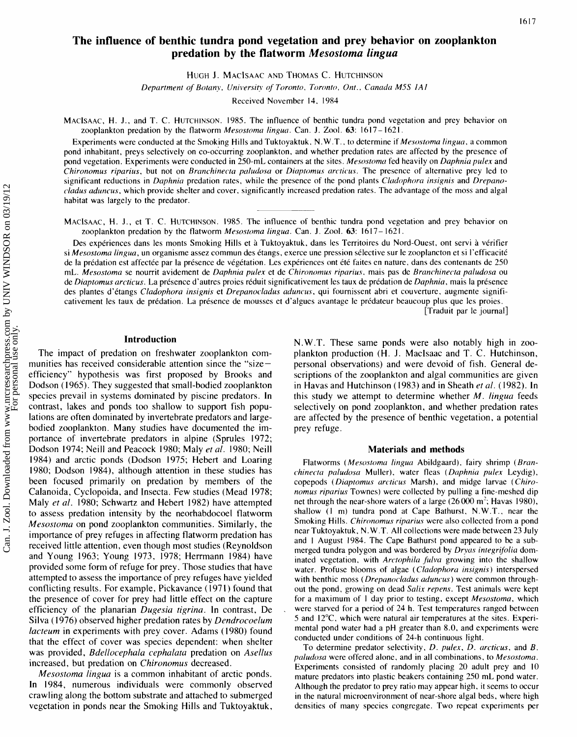# The influence of benthic tundra pond vegetation and prey behavior on zooplankton predation by the flatworm *Mesostoma lingua*

HUGH J. MACISAAC AND THOMAS C. HUTCHINSON

*Department of Botany, University of Toronto, Toronto, Ont., Canada M5S 1A1*

Received November 14, 1984

MACISAAC, H. J., and T. C. HUTCHINSON. 1985. The influence of benthic tundra pond vegetation and prey behavior on zooplankton predation by the flatworm *Mesostoma lingua*. Can. J. Zool. **63**: 1617–1621.

Experiments were conducted at the Smoking Hills and Tuktoyaktuk, N.W.T., to determine if *Mesostoma lingua*, a common pond inhabitant, preys selectively on co-occurring zooplankton, and whether predation rates are affected by the presence of pond vegetation. Experiments were conducted in 250-mL containers at the sites. *Mesostoma* fed heavily on *Daphnia pulex* and *Chironomus riparius*, but not on *Branchinecta paludosa* or *Diaptomus arcticus*. The presence of alternative prey led to significant reductions in *Daphnia* predation rates, while the presence of the pond plants *Cladophora insignis* and *Drepanocladus aduncus*, which provide shelter and cover, significantly increased predation rates. The advantage of the moss and algal habitat was largely to the predator.

MACISAAC, H. J., et T. C. HUTCHINSON. 1985. The influence of benthic tundra pond vegetation and prey behavior on zooplankton predation by the flatworm *Mesostoma lingua*. Can. J. Zool. **63**: 1617–1621.

Des expériences dans les monts Smoking Hills et à Tuktoyaktuk, dans les Territoires du Nord-Ouest, ont servi à vérifier si *Mesostoma lingua*, un organisme assez commun des étangs, exerce une pression sélective sur le zooplancton et si l'efficacité de la prédation est affectée par la présence de végétation. Les expériences ont été faites en nature, dans des contenants de 250 mL. *Mesostoma* se nourrit avidement de *Daphnia pulex* et de *Chironomus riparius*, mais pas de *Branchinecta paludosa* ou de *Diaptomus arcticus*. La présence d'autres proies réduit significativement les taux de prédation de *Daphnia*, mais la présence des plantes d'étangs *Cladophora insignis* et *Drepanocladus aduncus*, qui fournissent abri et couverture, augmente significativement les taux de prédation. La présence de mousses et d'algues avantage le prédateur beaucoup plus que les proies.

[Traduit par le journal]

## Introduction

The impact of predation on freshwater zooplankton communities has received considerable attention since the "size–efficiency" hypothesis was first proposed by Brooks and Dodson (1965). They suggested that small-bodied zooplankton species prevail in systems dominated by piscine predators. In contrast, lakes and ponds too shallow to support fish populations are often dominated by invertebrate predators and large-bodied zooplankton. Many studies have documented the importance of invertebrate predators in alpine (Sprules 1972; Dodson 1974; Neill and Peacock 1980; Maly *et al.* 1980; Neill 1984) and arctic ponds (Dodson 1975; Hebert and Loaring 1980; Dodson 1984), although attention in these studies has been focused primarily on predation by members of the Calanoida, Cyclopoida, and Insecta. Few studies (Mead 1978; Maly *et al.* 1980; Schwartz and Hebert 1982) have attempted to assess predation intensity by the neorhabdocoel flatworm *Mesostoma* on pond zooplankton communities. Similarly, the importance of prey refuges in affecting flatworm predation has received little attention, even though most studies (Reynoldson and Young 1963; Young 1973, 1978; Herrmann 1984) have provided some form of refuge for prey. Those studies that have attempted to assess the importance of prey refuges have yielded conflicting results. For example, Pickavance (1971) found that the presence of cover for prey had little effect on the capture efficiency of the planarian *Dugesia tigrina*. In contrast, De Silva (1976) observed higher predation rates by *Dendrocoelum lacteum* in experiments with prey cover. Adams (1980) found that the effect of cover was species dependent: when shelter was provided, *Bdellocephala cephalata* predation on *Asellus* increased, but predation on *Chironomus* decreased.

*Mesostoma lingua* is a common inhabitant of arctic ponds. In 1984, numerous individuals were commonly observed crawling along the bottom substrate and attached to submerged vegetation in ponds near the Smoking Hills and Tuktoyaktuk, N.W.T. These same ponds were also notably high in zooplankton production (H. J. MacIsaac and T. C. Hutchinson, personal observations) and were devoid of fish. General descriptions of the zooplankton and algal communities are given in Havas and Hutchinson (1983) and in Sheath *et al.* (1982). In this study we attempt to determine whether *M. lingua* feeds selectively on pond zooplankton, and whether predation rates are affected by the presence of benthic vegetation, a potential prey refuge.

## Materials and methods

Flatworms (*Mesostoma lingua* Abildgaard), fairy shrimp (*Branchinecta paludosa* Muller), water fleas (*Daphnia pulex* Leydig), copepods (*Diaptomus arcticus* Marsh), and midge larvae (*Chironomus riparius* Townes) were collected by pulling a fine-meshed dip net through the near-shore waters of a large (26 000 $m^2$; Havas 1980), shallow (1 m) tundra pond at Cape Bathurst, N.W.T., near the Smoking Hills. *Chironomus riparius* were also collected from a pond near Tuktoyaktuk, N.W.T. All collections were made between 23 July and 1 August 1984. The Cape Bathurst pond appeared to be a submerged tundra polygon and was bordered by *Dryas integrifolia* dominated vegetation, with *Arctophila fulva* growing into the shallow water. Profuse blooms of algae (*Cladophora insignis*) interspersed with benthic moss (*Drepanocladus aduncus*) were common throughout the pond, growing on dead *Salix repens*. Test animals were kept for a maximum of 1 day prior to testing, except *Mesostoma*, which were starved for a period of 24 h. Test temperatures ranged between 5 and 12°C, which were natural air temperatures at the sites. Experimental pond water had a pH greater than 8.0, and experiments were conducted under conditions of 24-h continuous light.

To determine predator selectivity, *D. pulex*, *D. arcticus*, and *B. paludosa* were offered alone, and in all combinations, to *Mesostoma*. Experiments consisted of randomly placing 20 adult prey and 10 mature predators into plastic beakers containing 250 mL pond water. Although the predator to prey ratio may appear high, it seems to occur in the natural microenvironment of near-shore algal beds, where high densities of many species congregate. Two repeat experiments per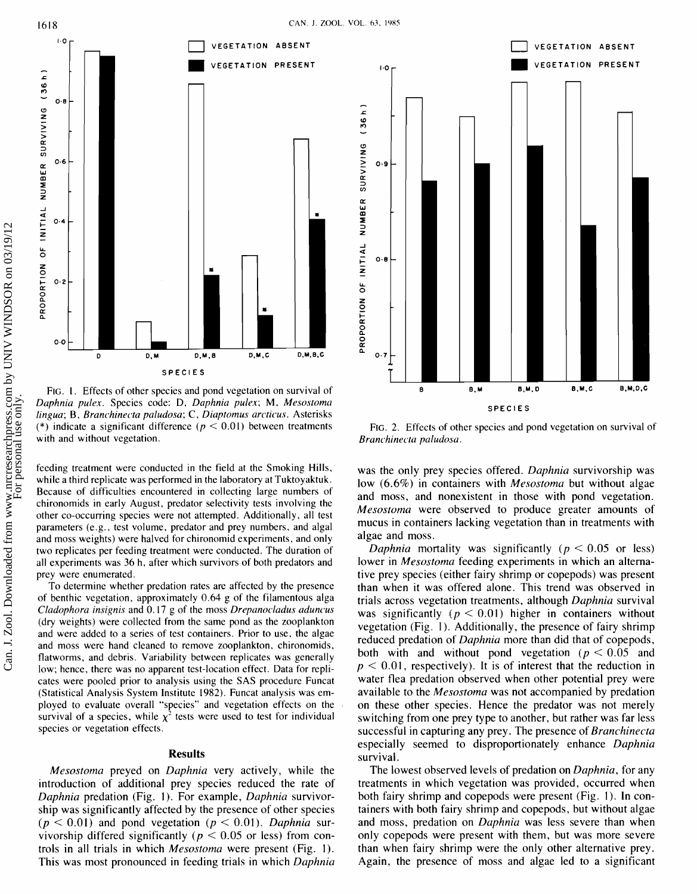FIG. 1. Effects of other species and pond vegetation on survival of *Daphnia pulex*. Species code: D, *Daphnia pulex*; M, *Mesostoma lingua*; B, *Branchinecta paludosa*; C, *Diaptomus arcticus*. Asterisks (*) indicate a significant difference ($p < 0.01$) between treatments with and without vegetation.

FIG. 2. Effects of other species and pond vegetation on survival of *Branchinecta paludosa*.

feeding treatment were conducted in the field at the Smoking Hills, while a third replicate was performed in the laboratory at Tuktoyaktuk. Because of difficulties encountered in collecting large numbers of chironomids in early August, predator selectivity tests involving the other co-occurring species were not attempted. Additionally, all test parameters (e.g., test volume, predator and prey numbers, and algal and moss weights) were halved for chironomid experiments, and only two replicates per feeding treatment were conducted. The duration of all experiments was 36 h, after which survivors of both predators and prey were enumerated.

To determine whether predation rates are affected by the presence of benthic vegetation, approximately 0.64 g of the filamentous alga *Cladophora insignis* and 0.17 g of the moss *Drepanocladus aduncus* (dry weights) were collected from the same pond as the zooplankton and were added to a series of test containers. Prior to use, the algae and moss were hand cleaned to remove zooplankton, chironomids, flatworms, and debris. Variability between replicates was generally low; hence, there was no apparent test-location effect. Data for replicates were pooled prior to analysis using the SAS procedure Funcat (Statistical Analysis System Institute 1982). Funcat analysis was employed to evaluate overall "species" and vegetation effects on the survival of a species, while $\chi^2$ tests were used to test for individual species or vegetation effects.

## Results

*Mesostoma* preyed on *Daphnia* very actively, while the introduction of additional prey species reduced the rate of *Daphnia* predation (Fig. 1). For example, *Daphnia* survivorship was significantly affected by the presence of other species ($p < 0.01$) and pond vegetation ($p < 0.01$). *Daphnia* survivorship differed significantly ($p < 0.05$ or less) from controls in all trials in which *Mesostoma* were present (Fig. 1). This was most pronounced in feeding trials in which *Daphnia* was the only prey species offered. *Daphnia* survivorship was low (6.6%) in containers with *Mesostoma* but without algae and moss, and nonexistent in those with pond vegetation. *Mesostoma* were observed to produce greater amounts of mucus in containers lacking vegetation than in treatments with algae and moss.

*Daphnia* mortality was significantly ($p < 0.05$ or less) lower in *Mesostoma* feeding experiments in which an alternative prey species (either fairy shrimp or copepods) was present than when it was offered alone. This trend was observed in trials across vegetation treatments, although *Daphnia* survival was significantly ($p < 0.01$) higher in containers without vegetation (Fig. 1). Additionally, the presence of fairy shrimp reduced predation of *Daphnia* more than did that of copepods, both with and without pond vegetation ($p < 0.05$ and $p < 0.01$, respectively). It is of interest that the reduction in water flea predation observed when other potential prey were available to the *Mesostoma* was not accompanied by predation on these other species. Hence the predator was not merely switching from one prey type to another, but rather was far less successful in capturing any prey. The presence of *Branchinecta* especially seemed to disproportionately enhance *Daphnia* survival.

The lowest observed levels of predation on *Daphnia*, for any treatments in which vegetation was provided, occurred when both fairy shrimp and copepods were present (Fig. 1). In containers with both fairy shrimp and copepods, but without algae and moss, predation on *Daphnia* was less severe than when only copepods were present with them, but was more severe than when fairy shrimp were the only other alternative prey. Again, the presence of moss and algae led to a significant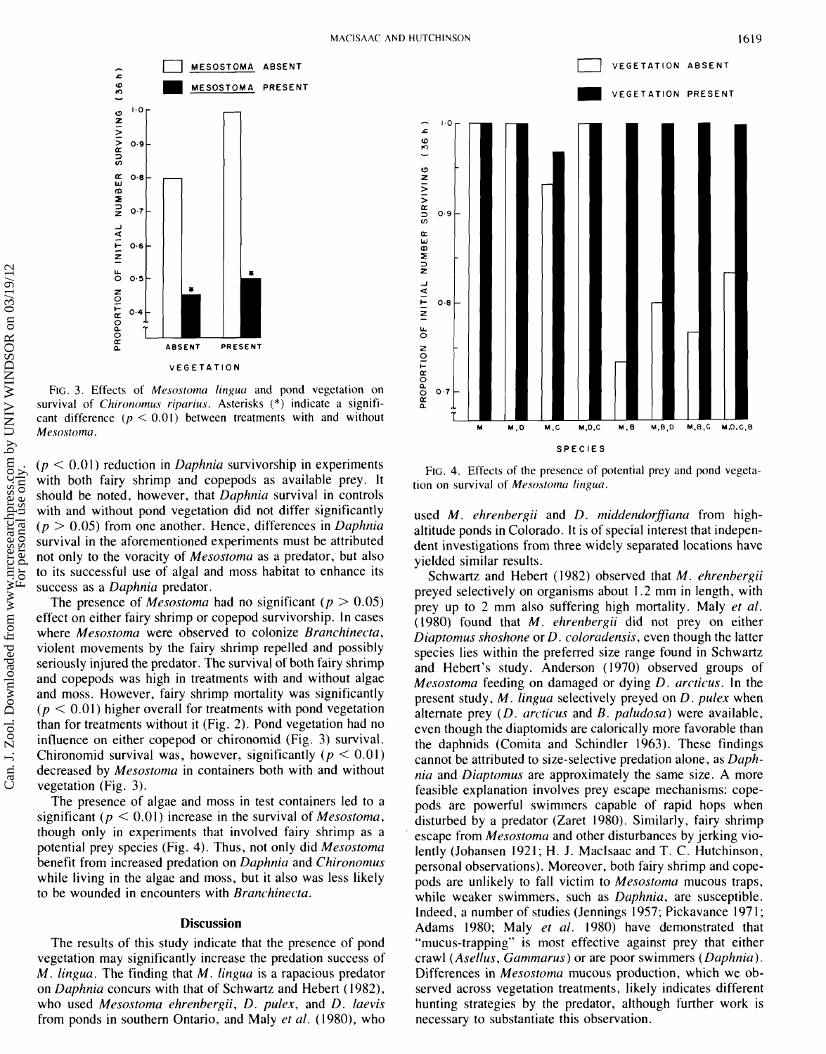FIG. 3. Effects of *Mesostoma lingua* and pond vegetation on survival of *Chironomus riparius*. Asterisks (*) indicate a significant difference ($p < 0.01$) between treatments with and without *Mesostoma*.

($p < 0.01$) reduction in *Daphnia* survivorship in experiments with both fairy shrimp and copepods as available prey. It should be noted, however, that *Daphnia* survival in controls with and without pond vegetation did not differ significantly ($p > 0.05$) from one another. Hence, differences in *Daphnia* survival in the aforementioned experiments must be attributed not only to the voracity of *Mesostoma* as a predator, but also to its successful use of algal and moss habitat to enhance its success as a *Daphnia* predator.

The presence of *Mesostoma* had no significant ($p > 0.05$) effect on either fairy shrimp or copepod survivorship. In cases where *Mesostoma* were observed to colonize *Branchinecta*, violent movements by the fairy shrimp repelled and possibly seriously injured the predator. The survival of both fairy shrimp and copepods was high in treatments with and without algae and moss. However, fairy shrimp mortality was significantly ($p < 0.01$) higher overall for treatments with pond vegetation than for treatments without it (Fig. 2). Pond vegetation had no influence on either copepod or chironomid (Fig. 3) survival. Chironomid survival was, however, significantly ($p < 0.01$) decreased by *Mesostoma* in containers both with and without vegetation (Fig. 3).

The presence of algae and moss in test containers led to a significant ($p < 0.01$) increase in the survival of *Mesostoma*, though only in experiments that involved fairy shrimp as a potential prey species (Fig. 4). Thus, not only did *Mesostoma* benefit from increased predation on *Daphnia* and *Chironomus* while living in the algae and moss, but it also was less likely to be wounded in encounters with *Branchinecta*.

FIG. 4. Effects of the presence of potential prey and pond vegetation on survival of *Mesostoma lingua*.

## Discussion

The results of this study indicate that the presence of pond vegetation may significantly increase the predation success of *M. lingua*. The finding that *M. lingua* is a rapacious predator on *Daphnia* concurs with that of Schwartz and Hebert (1982), who used *Mesostoma ehrenbergii*, *D. pulex*, and *D. laevis* from ponds in southern Ontario, and Maly *et al.* (1980), who used *M. ehrenbergii* and *D. middendorffiana* from high-altitude ponds in Colorado. It is of special interest that independent investigations from three widely separated locations have yielded similar results.

Schwartz and Hebert (1982) observed that *M. ehrenbergii* preyed selectively on organisms about 1.2 mm in length, with prey up to 2 mm also suffering high mortality. Maly *et al.* (1980) found that *M. ehrenbergii* did not prey on either *Diaptomus shoshone* or *D. coloradensis*, even though the latter species lies within the preferred size range found in Schwartz and Hebert's study. Anderson (1970) observed groups of *Mesostoma* feeding on damaged or dying *D. arcticus*. In the present study, *M. lingua* selectively preyed on *D. pulex* when alternate prey (*D. arcticus* and *B. paludosa*) were available, even though the diaptomids are calorically more favorable than the daphnids (Comita and Schindler 1963). These findings cannot be attributed to size-selective predation alone, as *Daphnia* and *Diaptomus* are approximately the same size. A more feasible explanation involves prey escape mechanisms: copepods are powerful swimmers capable of rapid hops when disturbed by a predator (Zaret 1980). Similarly, fairy shrimp escape from *Mesostoma* and other disturbances by jerking violently (Johansen 1921; H. J. MacIsaac and T. C. Hutchinson, personal observations). Moreover, both fairy shrimp and copepods are unlikely to fall victim to *Mesostoma* mucous traps, while weaker swimmers, such as *Daphnia*, are susceptible. Indeed, a number of studies (Jennings 1957; Pickavance 1971; Adams 1980; Maly *et al.* 1980) have demonstrated that "mucus-trapping" is most effective against prey that either crawl (*Asellus*, *Gammarus*) or are poor swimmers (*Daphnia*). Differences in *Mesostoma* mucous production, which we observed across vegetation treatments, likely indicates different hunting strategies by the predator, although further work is necessary to substantiate this observation.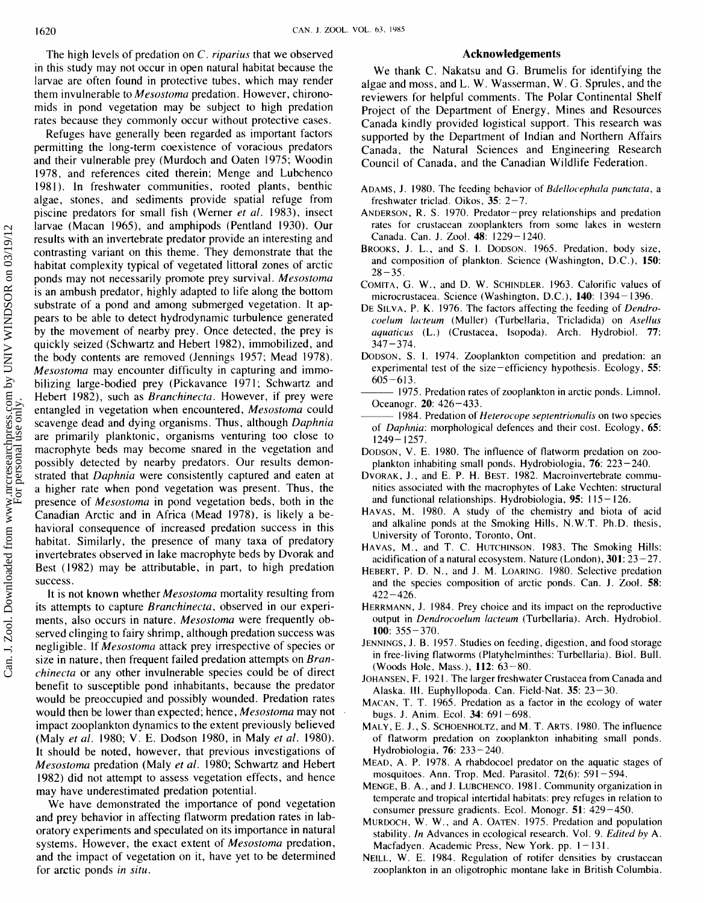The high levels of predation on *C. riparius* that we observed in this study may not occur in open natural habitat because the larvae are often found in protective tubes, which may render them invulnerable to *Mesostoma* predation. However, chironomids in pond vegetation may be subject to high predation rates because they commonly occur without protective cases.

Refuges have generally been regarded as important factors permitting the long-term coexistence of voracious predators and their vulnerable prey (Murdoch and Oaten 1975; Woodin 1978, and references cited therein; Menge and Lubchenco 1981). In freshwater communities, rooted plants, benthic algae, stones, and sediments provide spatial refuge from piscine predators for small fish (Werner *et al.* 1983), insect larvae (Macan 1965), and amphipods (Pentland 1930). Our results with an invertebrate predator provide an interesting and contrasting variant on this theme. They demonstrate that the habitat complexity typical of vegetated littoral zones of arctic ponds may not necessarily promote prey survival. *Mesostoma* is an ambush predator, highly adapted to life along the bottom substrate of a pond and among submerged vegetation. It appears to be able to detect hydrodynamic turbulence generated by the movement of nearby prey. Once detected, the prey is quickly seized (Schwartz and Hebert 1982), immobilized, and the body contents are removed (Jennings 1957; Mead 1978). *Mesostoma* may encounter difficulty in capturing and immobilizing large-bodied prey (Pickavance 1971; Schwartz and Hebert 1982), such as *Branchinecta*. However, if prey were entangled in vegetation when encountered, *Mesostoma* could scavenge dead and dying organisms. Thus, although *Daphnia* are primarily planktonic, organisms venturing too close to macrophyte beds may become snared in the vegetation and possibly detected by nearby predators. Our results demonstrated that *Daphnia* were consistently captured and eaten at a higher rate when pond vegetation was present. Thus, the presence of *Mesostoma* in pond vegetation beds, both in the Canadian Arctic and in Africa (Mead 1978), is likely a behavioral consequence of increased predation success in this habitat. Similarly, the presence of many taxa of predatory invertebrates observed in lake macrophyte beds by Dvorak and Best (1982) may be attributable, in part, to high predation success.

It is not known whether *Mesostoma* mortality resulting from its attempts to capture *Branchinecta*, observed in our experiments, also occurs in nature. *Mesostoma* were frequently observed clinging to fairy shrimp, although predation success was negligible. If *Mesostoma* attack prey irrespective of species or size in nature, then frequent failed predation attempts on *Branchinecta* or any other invulnerable species could be of direct benefit to susceptible pond inhabitants, because the predator would be preoccupied and possibly wounded. Predation rates would then be lower than expected; hence, *Mesostoma* may not impact zooplankton dynamics to the extent previously believed (Maly *et al.* 1980; V. E. Dodson 1980, in Maly *et al.* 1980). It should be noted, however, that previous investigations of *Mesostoma* predation (Maly *et al.* 1980; Schwartz and Hebert 1982) did not attempt to assess vegetation effects, and hence may have underestimated predation potential.

We have demonstrated the importance of pond vegetation and prey behavior in affecting flatworm predation rates in laboratory experiments and speculated on its importance in natural systems. However, the exact extent of *Mesostoma* predation, and the impact of vegetation on it, have yet to be determined for arctic ponds *in situ*.

## Acknowledgements

We thank C. Nakatsu and G. Brumelis for identifying the algae and moss, and L. W. Wasserman, W. G. Sprules, and the reviewers for helpful comments. The Polar Continental Shelf Project of the Department of Energy, Mines and Resources Canada kindly provided logistical support. This research was supported by the Department of Indian and Northern Affairs Canada, the Natural Sciences and Engineering Research Council of Canada, and the Canadian Wildlife Federation.

ADAMS, J. 1980. The feeding behavior of *Bdellocephala punctata*, a freshwater triclad. Oikos, **35**: 2–7.

ANDERSON, R. S. 1970. Predator–prey relationships and predation rates for crustacean zooplankters from some lakes in western Canada. Can. J. Zool. **48**: 1229–1240.

BROOKS, J. L., and S. I. DODSON. 1965. Predation, body size, and composition of plankton. Science (Washington, D.C.), **150**: 28–35.

COMITA, G. W., and D. W. SCHINDLER. 1963. Calorific values of microcrustacea. Science (Washington, D.C.), **140**: 1394–1396.

DE SILVA, P. K. 1976. The factors affecting the feeding of *Dendrocoelum lacteum* (Muller) (Turbellaria, Tricladida) on *Asellus aquaticus* (L.) (Crustacea, Isopoda). Arch. Hydrobiol. **77**: 347–374.

DODSON, S. I. 1974. Zooplankton competition and predation: an experimental test of the size–efficiency hypothesis. Ecology, **55**: 605–613.

——— 1975. Predation rates of zooplankton in arctic ponds. Limnol. Oceanogr. **20**: 426–433.

——— 1984. Predation of *Heterocope septentrionalis* on two species of *Daphnia*: morphological defences and their cost. Ecology, **65**: 1249–1257.

DODSON, V. E. 1980. The influence of flatworm predation on zooplankton inhabiting small ponds. Hydrobiologia, **76**: 223–240.

DVORAK, J., and E. P. H. BEST. 1982. Macroinvertebrate communities associated with the macrophytes of Lake Vechten: structural and functional relationships. Hydrobiologia, **95**: 115–126.

HAVAS, M. 1980. A study of the chemistry and biota of acid and alkaline ponds at the Smoking Hills, N.W.T. Ph.D. thesis, University of Toronto, Toronto, Ont.

HAVAS, M., and T. C. HUTCHINSON. 1983. The Smoking Hills: acidification of a natural ecosystem. Nature (London), **301**: 23–27.

HEBERT, P. D. N., and J. M. LOARING. 1980. Selective predation and the species composition of arctic ponds. Can. J. Zool. **58**: 422–426.

HERRMANN, J. 1984. Prey choice and its impact on the reproductive output in *Dendrocoelum lacteum* (Turbellaria). Arch. Hydrobiol. **100**: 355–370.

JENNINGS, J. B. 1957. Studies on feeding, digestion, and food storage in free-living flatworms (Platyhelminthes: Turbellaria). Biol. Bull. (Woods Hole, Mass.), **112**: 63–80.

JOHANSEN, F. 1921. The larger freshwater Crustacea from Canada and Alaska. III. Euphyllopoda. Can. Field-Nat. **35**: 23–30.

MACAN, T. T. 1965. Predation as a factor in the ecology of water bugs. J. Anim. Ecol. **34**: 691–698.

MALY, E. J., S. SCHOENHOLTZ, and M. T. ARTS. 1980. The influence of flatworm predation on zooplankton inhabiting small ponds. Hydrobiologia, **76**: 233–240.

MEAD, A. P. 1978. A rhabdocoel predator on the aquatic stages of mosquitoes. Ann. Trop. Med. Parasitol. **72**(6): 591–594.

MENGE, B. A., and J. LUBCHENCO. 1981. Community organization in temperate and tropical intertidal habitats: prey refuges in relation to consumer pressure gradients. Ecol. Monogr. **51**: 429–450.

MURDOCH, W. W., and A. OATEN. 1975. Predation and population stability. *In* Advances in ecological research. Vol. 9. *Edited by* A. Macfadyen. Academic Press, New York. pp. 1–131.

NEILL, W. E. 1984. Regulation of rotifer densities by crustacean zooplankton in an oligotrophic montane lake in British Columbia.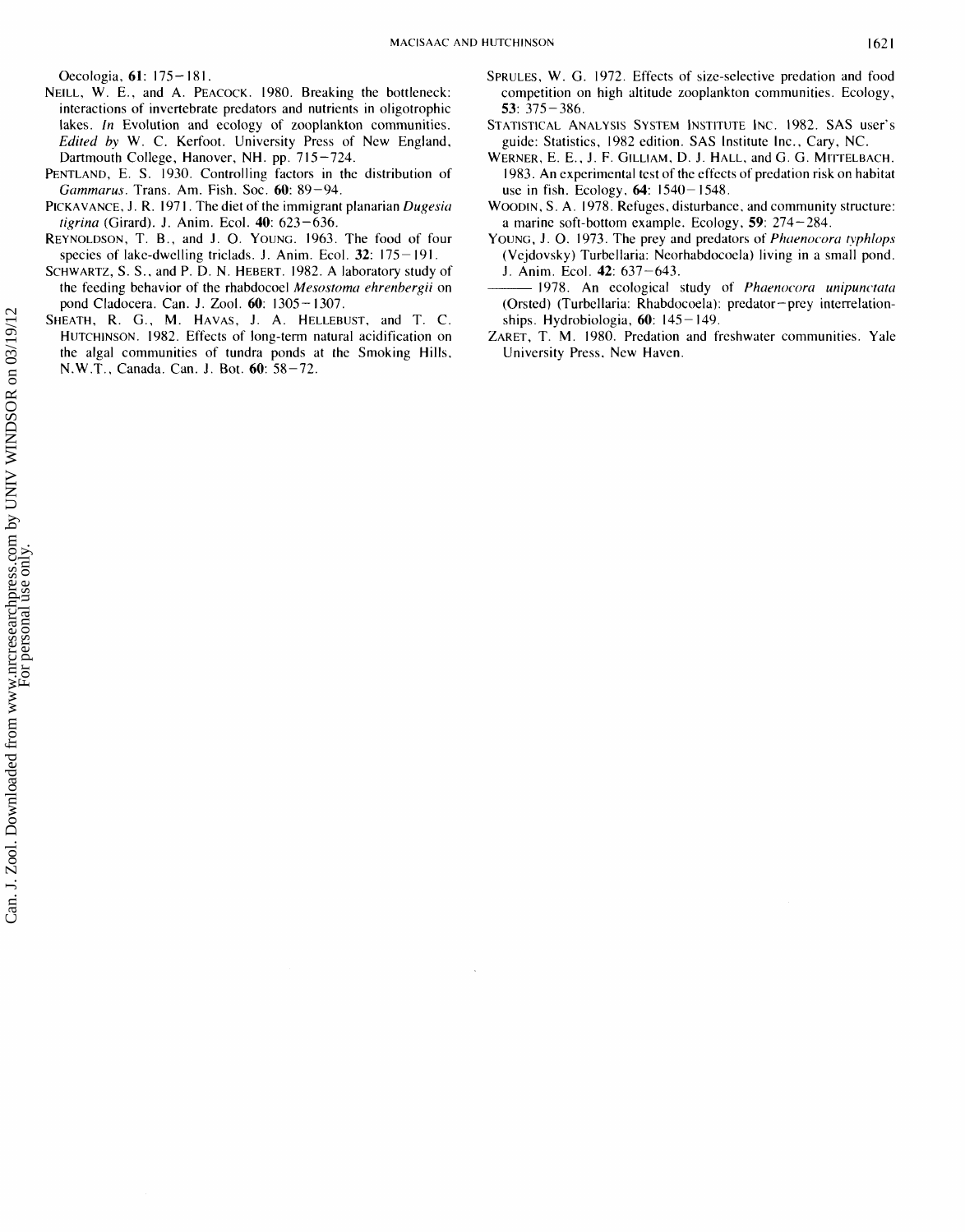Oecologia, **61**: 175–181.

NEILL, W. E., and A. PEACOCK. 1980. Breaking the bottleneck: interactions of invertebrate predators and nutrients in oligotrophic lakes. *In* Evolution and ecology of zooplankton communities. *Edited by* W. C. Kerfoot. University Press of New England, Dartmouth College, Hanover, NH. pp. 715–724.

PENTLAND, E. S. 1930. Controlling factors in the distribution of *Gammarus*. Trans. Am. Fish. Soc. **60**: 89–94.

PICKAVANCE, J. R. 1971. The diet of the immigrant planarian *Dugesia tigrina* (Girard). J. Anim. Ecol. **40**: 623–636.

REYNOLDSON, T. B., and J. O. YOUNG. 1963. The food of four species of lake-dwelling triclads. J. Anim. Ecol. **32**: 175–191.

SCHWARTZ, S. S., and P. D. N. HEBERT. 1982. A laboratory study of the feeding behavior of the rhabdocoel *Mesostoma ehrenbergii* on pond Cladocera. Can. J. Zool. **60**: 1305–1307.

SHEATH, R. G., M. HAVAS, J. A. HELLEBUST, and T. C. HUTCHINSON. 1982. Effects of long-term natural acidification on the algal communities of tundra ponds at the Smoking Hills, N.W.T., Canada. Can. J. Bot. **60**: 58–72.

SPRULES, W. G. 1972. Effects of size-selective predation and food competition on high altitude zooplankton communities. Ecology, **53**: 375–386.

STATISTICAL ANALYSIS SYSTEM INSTITUTE INC. 1982. SAS user's guide: Statistics, 1982 edition. SAS Institute Inc., Cary, NC.

WERNER, E. E., J. F. GILLIAM, D. J. HALL, and G. G. MITTELBACH. 1983. An experimental test of the effects of predation risk on habitat use in fish. Ecology, **64**: 1540–1548.

WOODIN, S. A. 1978. Refuges, disturbance, and community structure: a marine soft-bottom example. Ecology, **59**: 274–284.

YOUNG, J. O. 1973. The prey and predators of *Phaenocora typhlops* (Vejdovsky) Turbellaria: Neorhabdocoela) living in a small pond. J. Anim. Ecol. **42**: 637–643.

——— 1978. An ecological study of *Phaenocora unipunctata* (Orsted) (Turbellaria: Rhabdocoela): predator–prey interrelationships. Hydrobiologia, **60**: 145–149.

ZARET, T. M. 1980. Predation and freshwater communities. Yale University Press, New Haven.